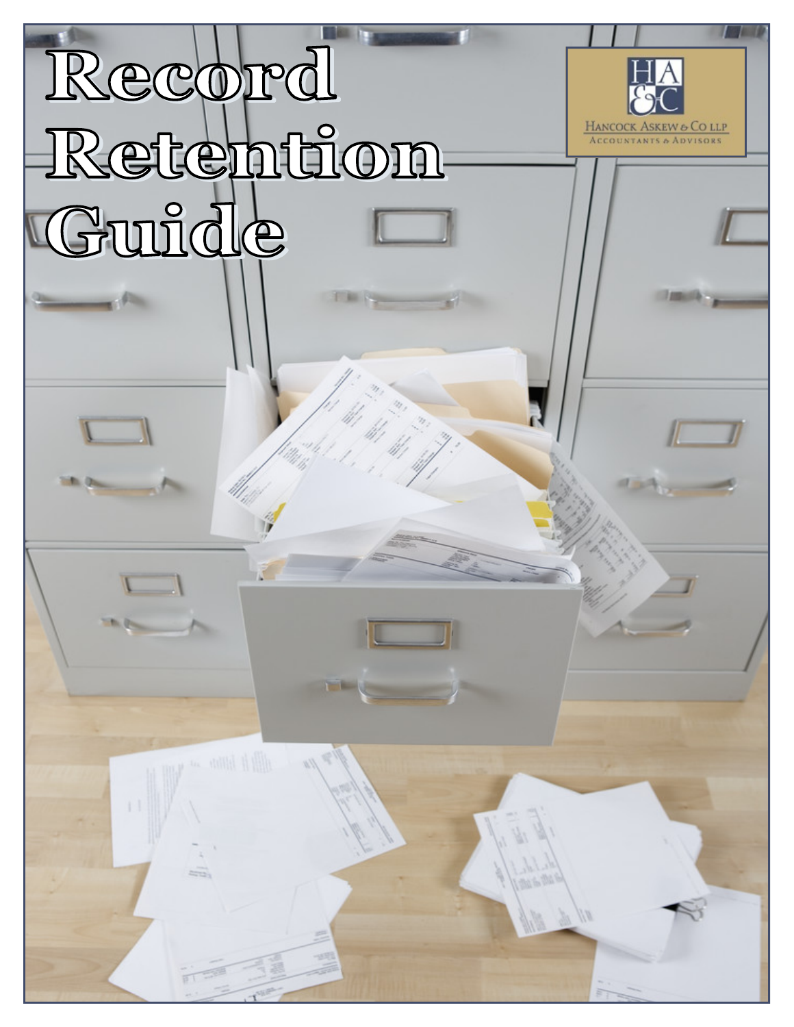# Record Retention Guide

HA&C

Hancock Askew & Co LLP

Accountants & Advisors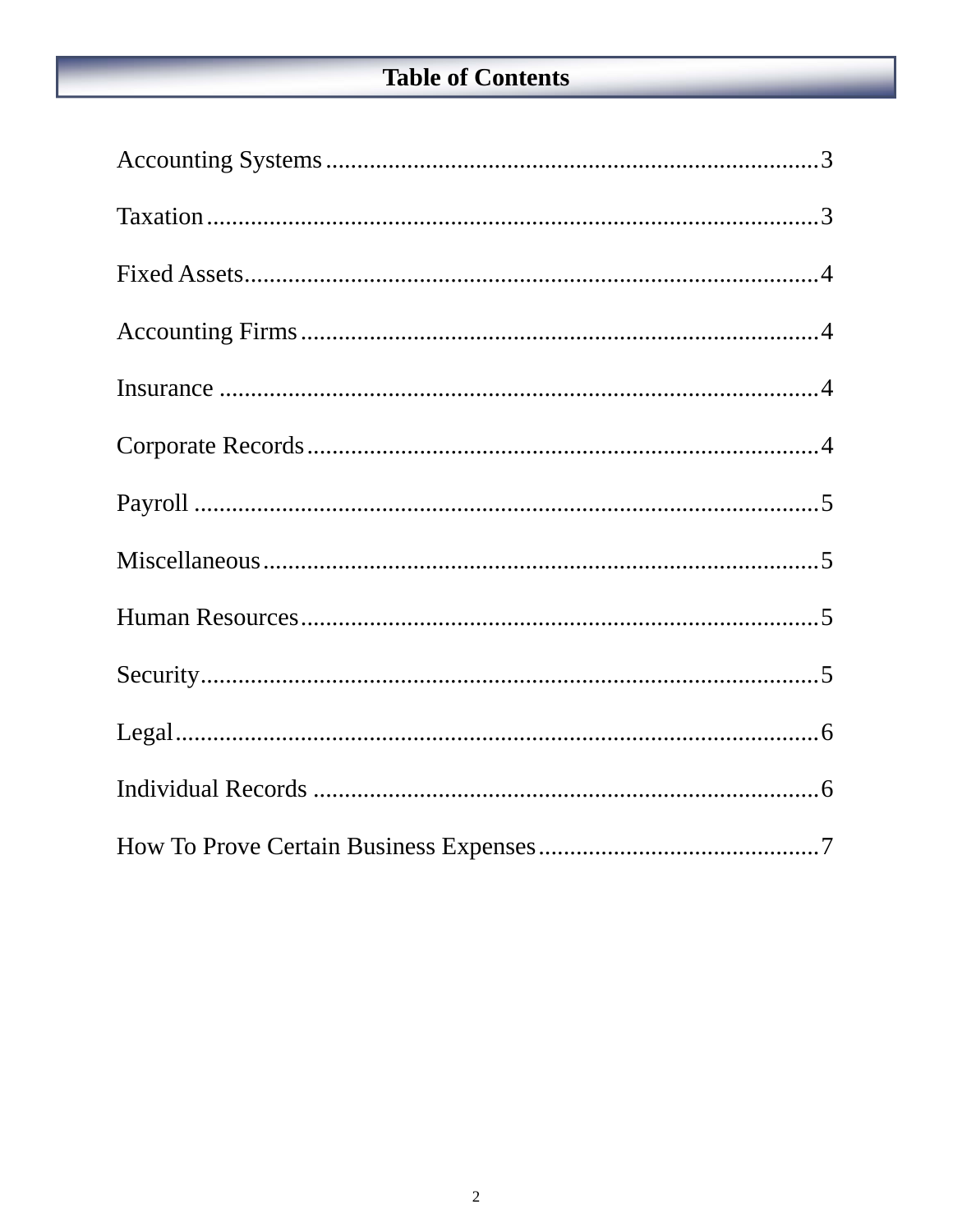# Table of Contents

| Section | Page |
|---|---|
| Accounting Systems | 3 |
| Taxation | 3 |
| Fixed Assets | 4 |
| Accounting Firms | 4 |
| Insurance | 4 |
| Corporate Records | 4 |
| Payroll | 5 |
| Miscellaneous | 5 |
| Human Resources | 5 |
| Security | 5 |
| Legal | 6 |
| Individual Records | 6 |
| How To Prove Certain Business Expenses | 7 |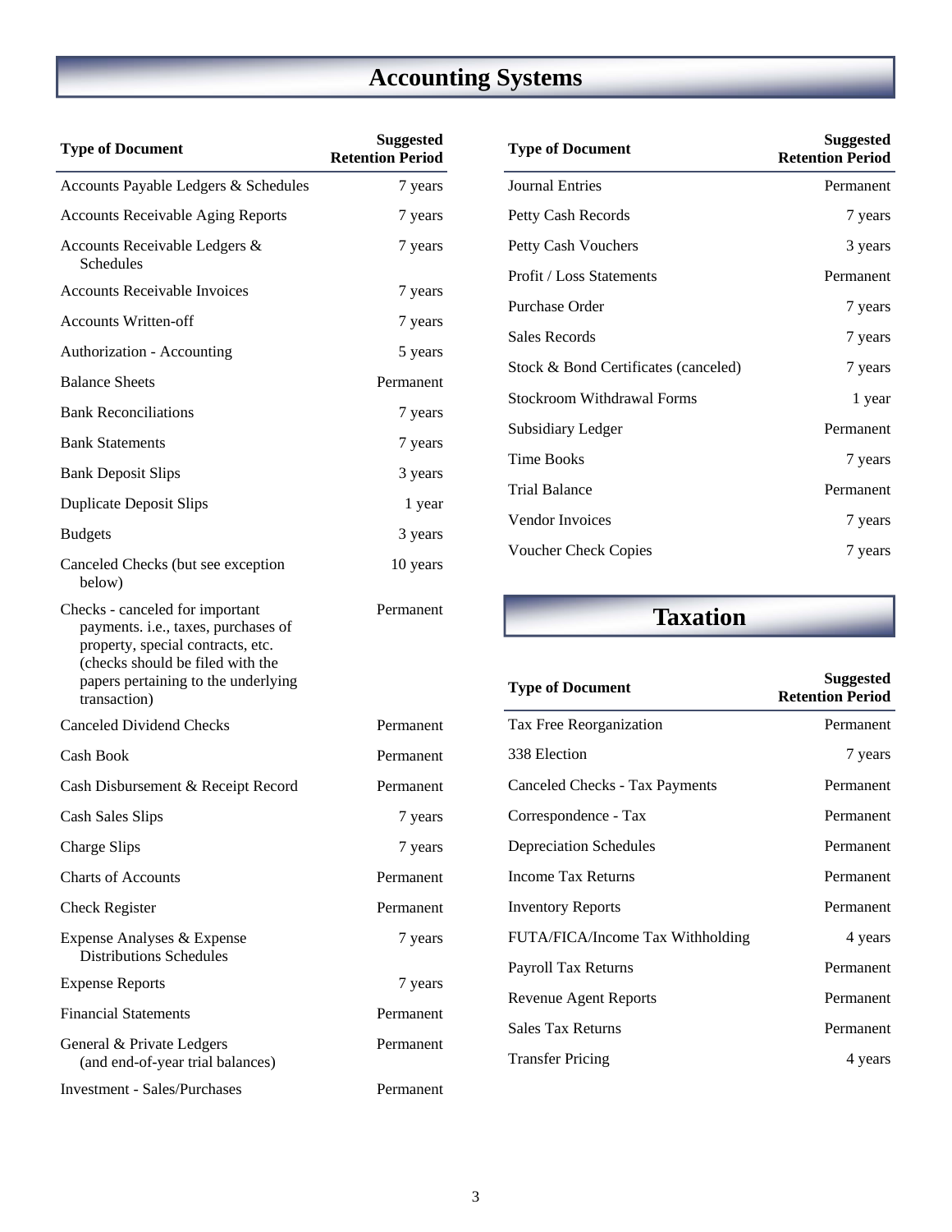## Accounting Systems

| Type of Document | Suggested Retention Period |
|---|---|
| Accounts Payable Ledgers & Schedules | 7 years |
| Accounts Receivable Aging Reports | 7 years |
| Accounts Receivable Ledgers & Schedules | 7 years |
| Accounts Receivable Invoices | 7 years |
| Accounts Written-off | 7 years |
| Authorization - Accounting | 5 years |
| Balance Sheets | Permanent |
| Bank Reconciliations | 7 years |
| Bank Statements | 7 years |
| Bank Deposit Slips | 3 years |
| Duplicate Deposit Slips | 1 year |
| Budgets | 3 years |
| Canceled Checks (but see exception below) | 10 years |
| Checks - canceled for important payments. i.e., taxes, purchases of property, special contracts, etc. (checks should be filed with the papers pertaining to the underlying transaction) | Permanent |
| Canceled Dividend Checks | Permanent |
| Cash Book | Permanent |
| Cash Disbursement & Receipt Record | Permanent |
| Cash Sales Slips | 7 years |
| Charge Slips | 7 years |
| Charts of Accounts | Permanent |
| Check Register | Permanent |
| Expense Analyses & Expense Distributions Schedules | 7 years |
| Expense Reports | 7 years |
| Financial Statements | Permanent |
| General & Private Ledgers (and end-of-year trial balances) | Permanent |
| Investment - Sales/Purchases | Permanent |
| Journal Entries | Permanent |
| Petty Cash Records | 7 years |
| Petty Cash Vouchers | 3 years |
| Profit / Loss Statements | Permanent |
| Purchase Order | 7 years |
| Sales Records | 7 years |
| Stock & Bond Certificates (canceled) | 7 years |
| Stockroom Withdrawal Forms | 1 year |
| Subsidiary Ledger | Permanent |
| Time Books | 7 years |
| Trial Balance | Permanent |
| Vendor Invoices | 7 years |
| Voucher Check Copies | 7 years |

## Taxation

| Type of Document | Suggested Retention Period |
|---|---|
| Tax Free Reorganization | Permanent |
| 338 Election | 7 years |
| Canceled Checks - Tax Payments | Permanent |
| Correspondence - Tax | Permanent |
| Depreciation Schedules | Permanent |
| Income Tax Returns | Permanent |
| Inventory Reports | Permanent |
| FUTA/FICA/Income Tax Withholding | 4 years |
| Payroll Tax Returns | Permanent |
| Revenue Agent Reports | Permanent |
| Sales Tax Returns | Permanent |
| Transfer Pricing | 4 years |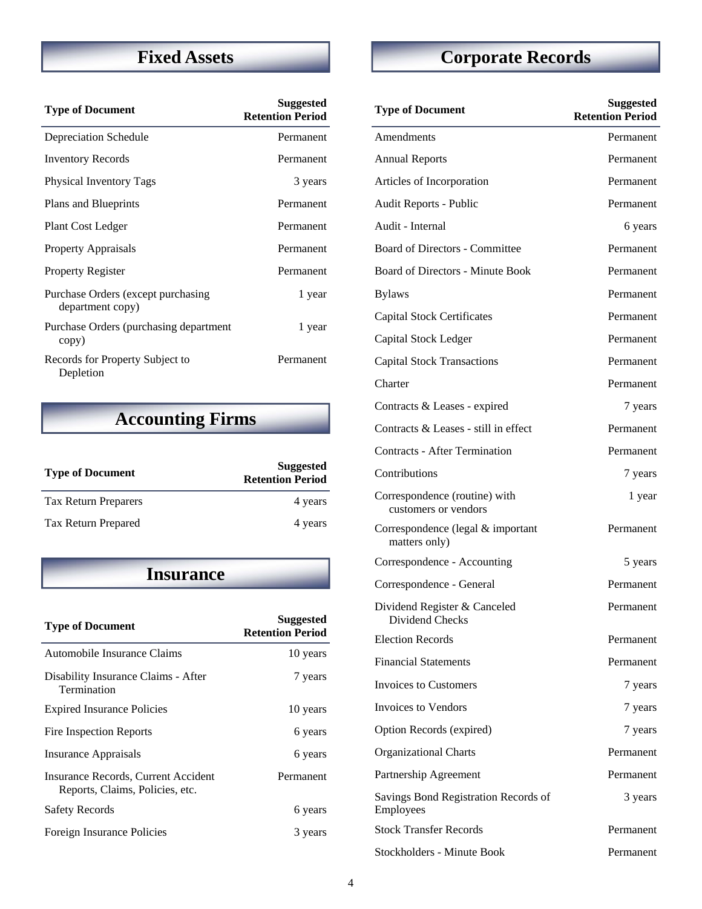## Fixed Assets

| Type of Document | Suggested Retention Period |
|---|---|
| Depreciation Schedule | Permanent |
| Inventory Records | Permanent |
| Physical Inventory Tags | 3 years |
| Plans and Blueprints | Permanent |
| Plant Cost Ledger | Permanent |
| Property Appraisals | Permanent |
| Property Register | Permanent |
| Purchase Orders (except purchasing department copy) | 1 year |
| Purchase Orders (purchasing department copy) | 1 year |
| Records for Property Subject to Depletion | Permanent |

## Accounting Firms

| Type of Document | Suggested Retention Period |
|---|---|
| Tax Return Preparers | 4 years |
| Tax Return Prepared | 4 years |

## Insurance

| Type of Document | Suggested Retention Period |
|---|---|
| Automobile Insurance Claims | 10 years |
| Disability Insurance Claims - After Termination | 7 years |
| Expired Insurance Policies | 10 years |
| Fire Inspection Reports | 6 years |
| Insurance Appraisals | 6 years |
| Insurance Records, Current Accident Reports, Claims, Policies, etc. | Permanent |
| Safety Records | 6 years |
| Foreign Insurance Policies | 3 years |

## Corporate Records

| Type of Document | Suggested Retention Period |
|---|---|
| Amendments | Permanent |
| Annual Reports | Permanent |
| Articles of Incorporation | Permanent |
| Audit Reports - Public | Permanent |
| Audit - Internal | 6 years |
| Board of Directors - Committee | Permanent |
| Board of Directors - Minute Book | Permanent |
| Bylaws | Permanent |
| Capital Stock Certificates | Permanent |
| Capital Stock Ledger | Permanent |
| Capital Stock Transactions | Permanent |
| Charter | Permanent |
| Contracts & Leases - expired | 7 years |
| Contracts & Leases - still in effect | Permanent |
| Contracts - After Termination | Permanent |
| Contributions | 7 years |
| Correspondence (routine) with customers or vendors | 1 year |
| Correspondence (legal & important matters only) | Permanent |
| Correspondence - Accounting | 5 years |
| Correspondence - General | Permanent |
| Dividend Register & Canceled Dividend Checks | Permanent |
| Election Records | Permanent |
| Financial Statements | Permanent |
| Invoices to Customers | 7 years |
| Invoices to Vendors | 7 years |
| Option Records (expired) | 7 years |
| Organizational Charts | Permanent |
| Partnership Agreement | Permanent |
| Savings Bond Registration Records of Employees | 3 years |
| Stock Transfer Records | Permanent |
| Stockholders - Minute Book | Permanent |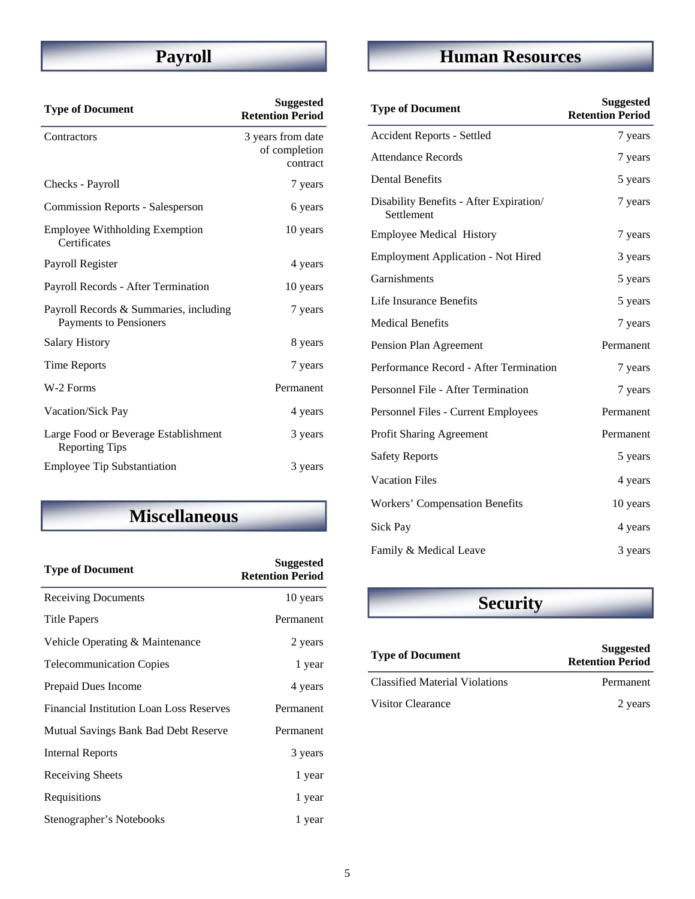## Payroll

| Type of Document | Suggested Retention Period |
|---|---|
| Contractors | 3 years from date of completion contract |
| Checks - Payroll | 7 years |
| Commission Reports - Salesperson | 6 years |
| Employee Withholding Exemption Certificates | 10 years |
| Payroll Register | 4 years |
| Payroll Records - After Termination | 10 years |
| Payroll Records & Summaries, including Payments to Pensioners | 7 years |
| Salary History | 8 years |
| Time Reports | 7 years |
| W-2 Forms | Permanent |
| Vacation/Sick Pay | 4 years |
| Large Food or Beverage Establishment Reporting Tips | 3 years |
| Employee Tip Substantiation | 3 years |

## Miscellaneous

| Type of Document | Suggested Retention Period |
|---|---|
| Receiving Documents | 10 years |
| Title Papers | Permanent |
| Vehicle Operating & Maintenance | 2 years |
| Telecommunication Copies | 1 year |
| Prepaid Dues Income | 4 years |
| Financial Institution Loan Loss Reserves | Permanent |
| Mutual Savings Bank Bad Debt Reserve | Permanent |
| Internal Reports | 3 years |
| Receiving Sheets | 1 year |
| Requisitions | 1 year |
| Stenographer's Notebooks | 1 year |

## Human Resources

| Type of Document | Suggested Retention Period |
|---|---|
| Accident Reports - Settled | 7 years |
| Attendance Records | 7 years |
| Dental Benefits | 5 years |
| Disability Benefits - After Expiration/ Settlement | 7 years |
| Employee Medical History | 7 years |
| Employment Application - Not Hired | 3 years |
| Garnishments | 5 years |
| Life Insurance Benefits | 5 years |
| Medical Benefits | 7 years |
| Pension Plan Agreement | Permanent |
| Performance Record - After Termination | 7 years |
| Personnel File - After Termination | 7 years |
| Personnel Files - Current Employees | Permanent |
| Profit Sharing Agreement | Permanent |
| Safety Reports | 5 years |
| Vacation Files | 4 years |
| Workers' Compensation Benefits | 10 years |
| Sick Pay | 4 years |
| Family & Medical Leave | 3 years |

## Security

| Type of Document | Suggested Retention Period |
|---|---|
| Classified Material Violations | Permanent |
| Visitor Clearance | 2 years |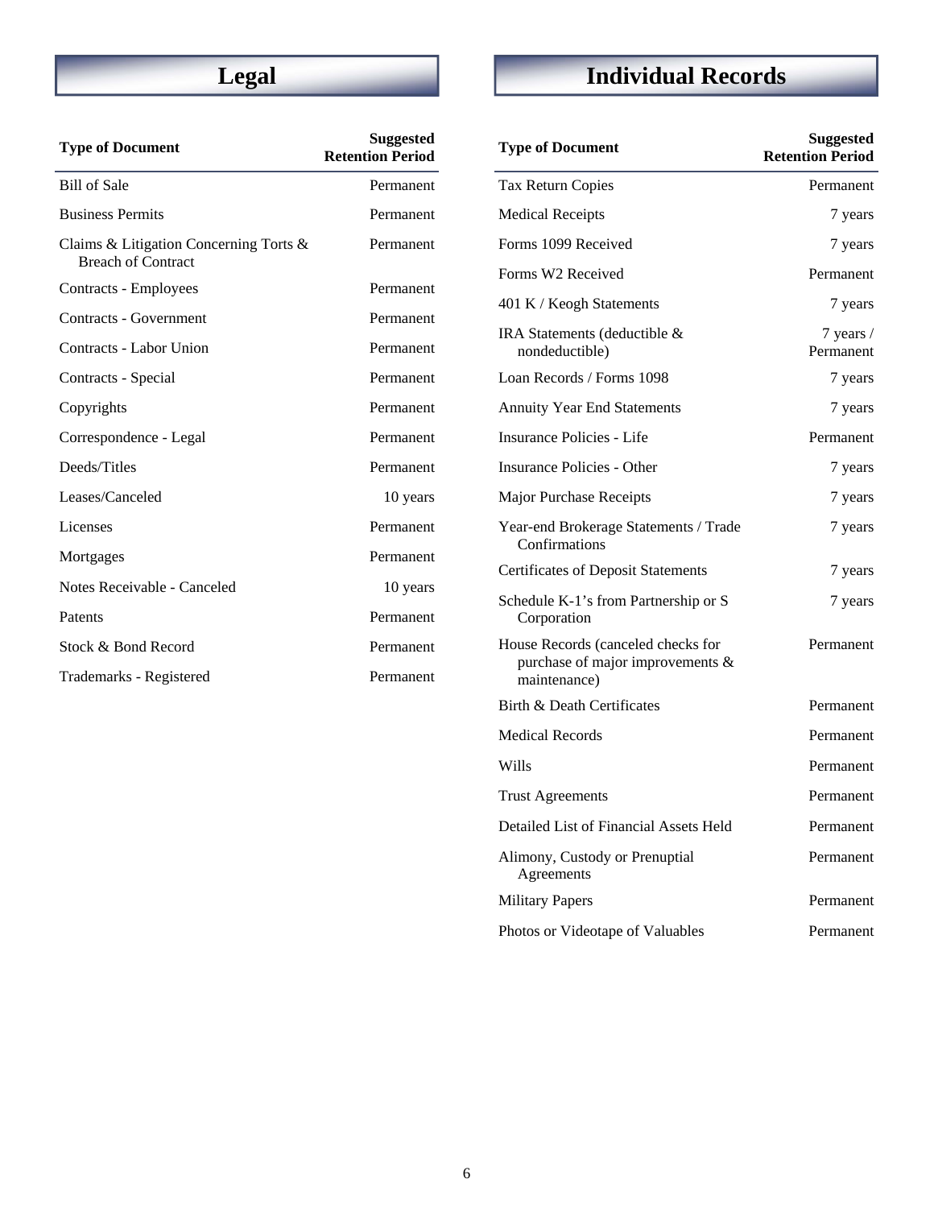## Legal

| Type of Document | Suggested Retention Period |
|---|---|
| Bill of Sale | Permanent |
| Business Permits | Permanent |
| Claims & Litigation Concerning Torts & Breach of Contract | Permanent |
| Contracts - Employees | Permanent |
| Contracts - Government | Permanent |
| Contracts - Labor Union | Permanent |
| Contracts - Special | Permanent |
| Copyrights | Permanent |
| Correspondence - Legal | Permanent |
| Deeds/Titles | Permanent |
| Leases/Canceled | 10 years |
| Licenses | Permanent |
| Mortgages | Permanent |
| Notes Receivable - Canceled | 10 years |
| Patents | Permanent |
| Stock & Bond Record | Permanent |
| Trademarks - Registered | Permanent |

## Individual Records

| Type of Document | Suggested Retention Period |
|---|---|
| Tax Return Copies | Permanent |
| Medical Receipts | 7 years |
| Forms 1099 Received | 7 years |
| Forms W2 Received | Permanent |
| 401 K / Keogh Statements | 7 years |
| IRA Statements (deductible & nondeductible) | 7 years / Permanent |
| Loan Records / Forms 1098 | 7 years |
| Annuity Year End Statements | 7 years |
| Insurance Policies - Life | Permanent |
| Insurance Policies - Other | 7 years |
| Major Purchase Receipts | 7 years |
| Year-end Brokerage Statements / Trade Confirmations | 7 years |
| Certificates of Deposit Statements | 7 years |
| Schedule K-1's from Partnership or S Corporation | 7 years |
| House Records (canceled checks for purchase of major improvements & maintenance) | Permanent |
| Birth & Death Certificates | Permanent |
| Medical Records | Permanent |
| Wills | Permanent |
| Trust Agreements | Permanent |
| Detailed List of Financial Assets Held | Permanent |
| Alimony, Custody or Prenuptial Agreements | Permanent |
| Military Papers | Permanent |
| Photos or Videotape of Valuables | Permanent |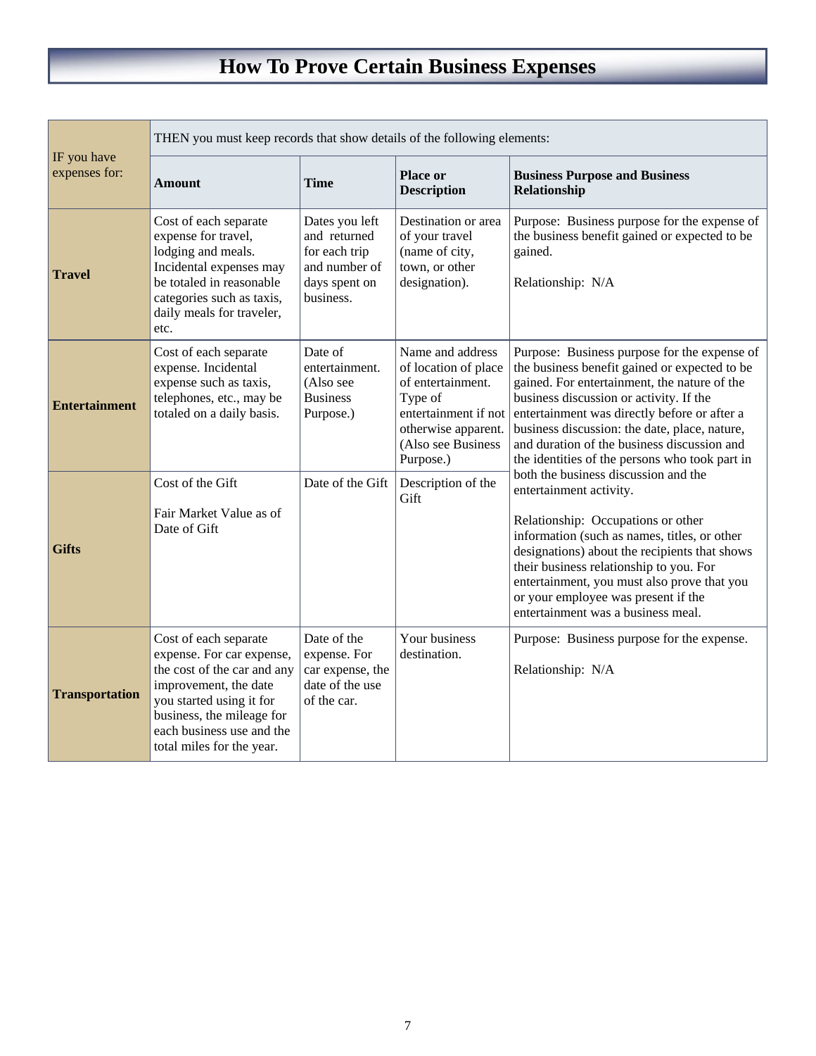# How To Prove Certain Business Expenses

| IF you have expenses for: | THEN you must keep records that show details of the following elements: | | | |
|---|---|---|---|---|
| | **Amount** | **Time** | **Place or Description** | **Business Purpose and Business Relationship** |
| **Travel** | Cost of each separate expense for travel, lodging and meals. Incidental expenses may be totaled in reasonable categories such as taxis, daily meals for traveler, etc. | Dates you left and returned for each trip and number of days spent on business. | Destination or area of your travel (name of city, town, or other designation). | Purpose: Business purpose for the expense of the business benefit gained or expected to be gained.<br><br>Relationship: N/A |
| **Entertainment** | Cost of each separate expense. Incidental expense such as taxis, telephones, etc., may be totaled on a daily basis. | Date of entertainment. (Also see Business Purpose.) | Name and address of location of place of entertainment. Type of entertainment if not otherwise apparent. (Also see Business Purpose.) | Purpose: Business purpose for the expense of the business benefit gained or expected to be gained. For entertainment, the nature of the business discussion or activity. If the entertainment was directly before or after a business discussion: the date, place, nature, and duration of the business discussion and the identities of the persons who took part in both the business discussion and the entertainment activity.<br><br>Relationship: Occupations or other information (such as names, titles, or other designations) about the recipients that shows their business relationship to you. For entertainment, you must also prove that you or your employee was present if the entertainment was a business meal. |
| **Gifts** | Cost of the Gift<br><br>Fair Market Value as of Date of Gift | Date of the Gift | Description of the Gift | |
| **Transportation** | Cost of each separate expense. For car expense, the cost of the car and any improvement, the date you started using it for business, the mileage for each business use and the total miles for the year. | Date of the expense. For car expense, the date of the use of the car. | Your business destination. | Purpose: Business purpose for the expense.<br><br>Relationship: N/A |